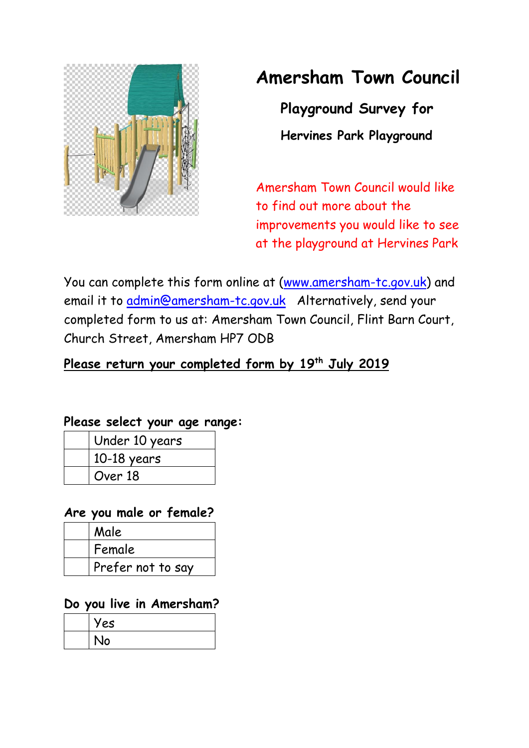# Amersham Town Council

## Playground Survey for

### Hervines Park Playground

Amersham Town Council would like to find out more about the improvements you would like to see at the playground at Hervines Park

You can complete this form online at ([www.amersham-tc.gov.uk](http://www.amersham-tc.gov.uk)) and email it to [admin@amersham-tc.gov.uk](mailto:admin@amersham-tc.gov.uk) Alternatively, send your completed form to us at: Amersham Town Council, Flint Barn Court, Church Street, Amersham HP7 ODB

**Please return your completed form by 19th July 2019**

**Please select your age range:**

| | |
|---|---|
| | Under 10 years |
| | 10-18 years |
| | Over 18 |

**Are you male or female?**

| | |
|---|---|
| | Male |
| | Female |
| | Prefer not to say |

**Do you live in Amersham?**

| | |
|---|---|
| | Yes |
| | No |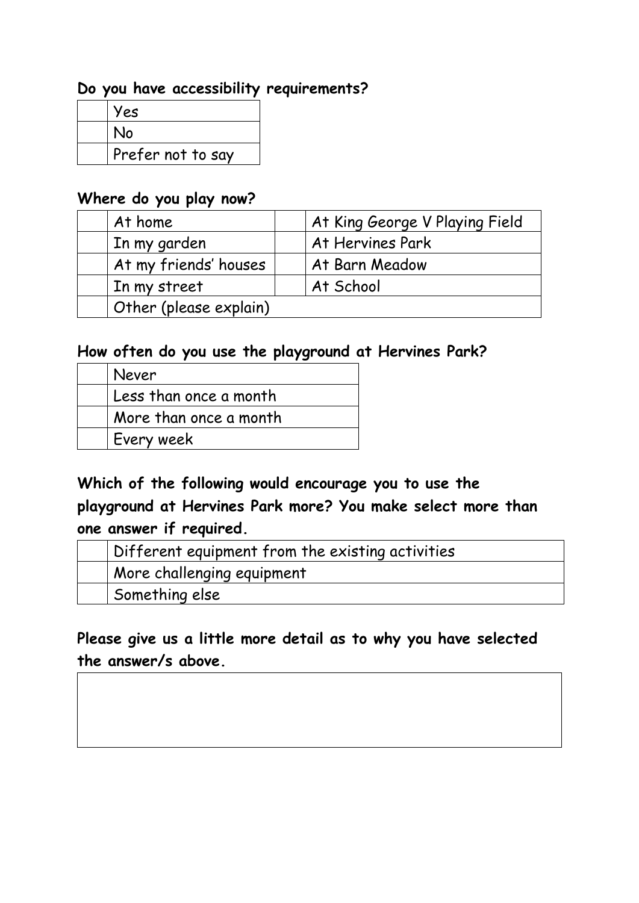**Do you have accessibility requirements?**

| | |
|---|---|
| | Yes |
| | No |
| | Prefer not to say |

**Where do you play now?**

| | | | |
|---|---|---|---|
| | At home | | At King George V Playing Field |
| | In my garden | | At Hervines Park |
| | At my friends' houses | | At Barn Meadow |
| | In my street | | At School |
| | Other (please explain) | | |

**How often do you use the playground at Hervines Park?**

| | |
|---|---|
| | Never |
| | Less than once a month |
| | More than once a month |
| | Every week |

**Which of the following would encourage you to use the playground at Hervines Park more? You make select more than one answer if required.**

| | |
|---|---|
| | Different equipment from the existing activities |
| | More challenging equipment |
| | Something else |

**Please give us a little more detail as to why you have selected the answer/s above.**

| |
|---|
| |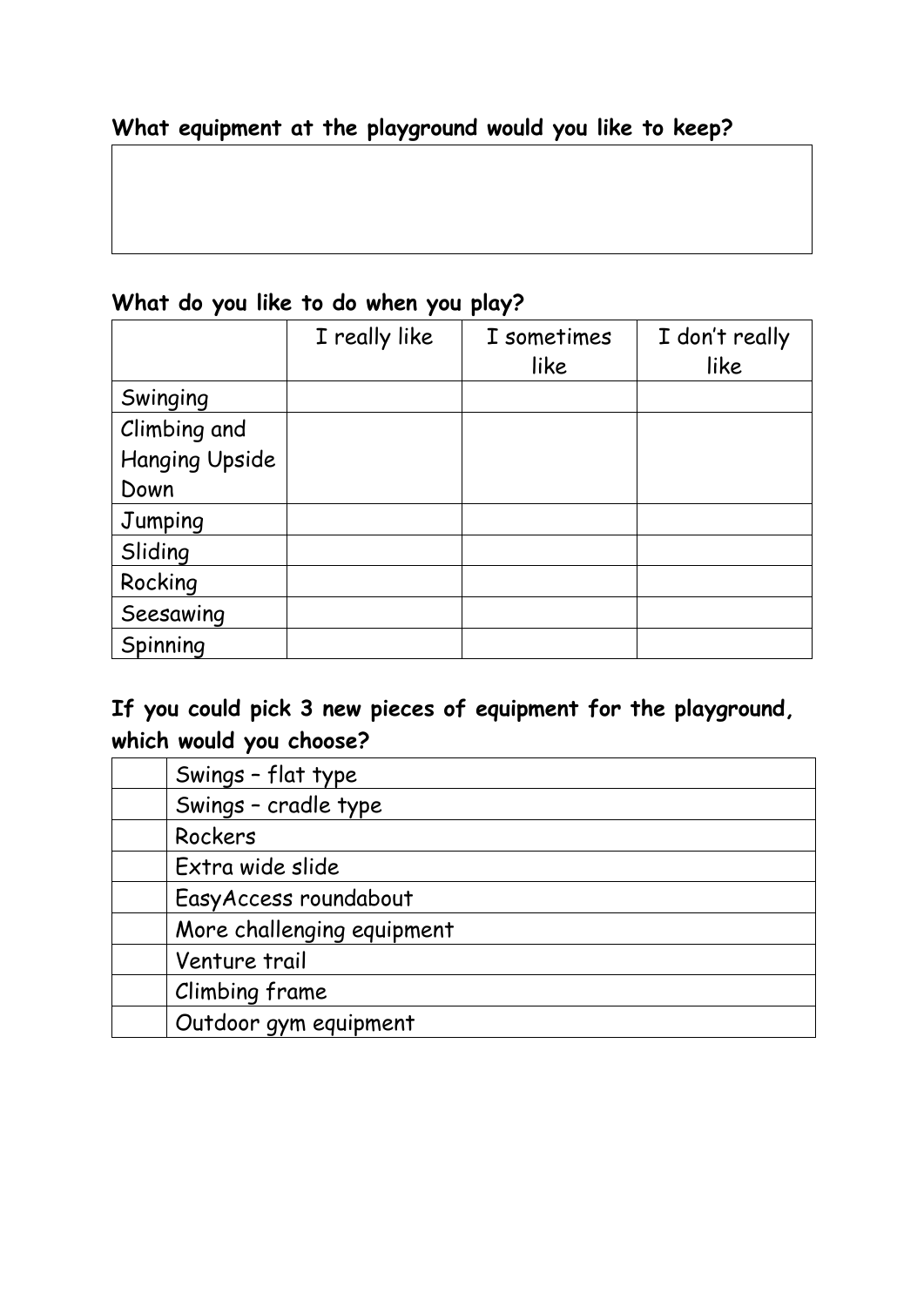**What equipment at the playground would you like to keep?**

| |
|---|
| |

**What do you like to do when you play?**

| | I really like | I sometimes like | I don't really like |
|---|---|---|---|
| Swinging | | | |
| Climbing and Hanging Upside Down | | | |
| Jumping | | | |
| Sliding | | | |
| Rocking | | | |
| Seesawing | | | |
| Spinning | | | |

**If you could pick 3 new pieces of equipment for the playground, which would you choose?**

| | |
|---|---|
| | Swings – flat type |
| | Swings – cradle type |
| | Rockers |
| | Extra wide slide |
| | EasyAccess roundabout |
| | More challenging equipment |
| | Venture trail |
| | Climbing frame |
| | Outdoor gym equipment |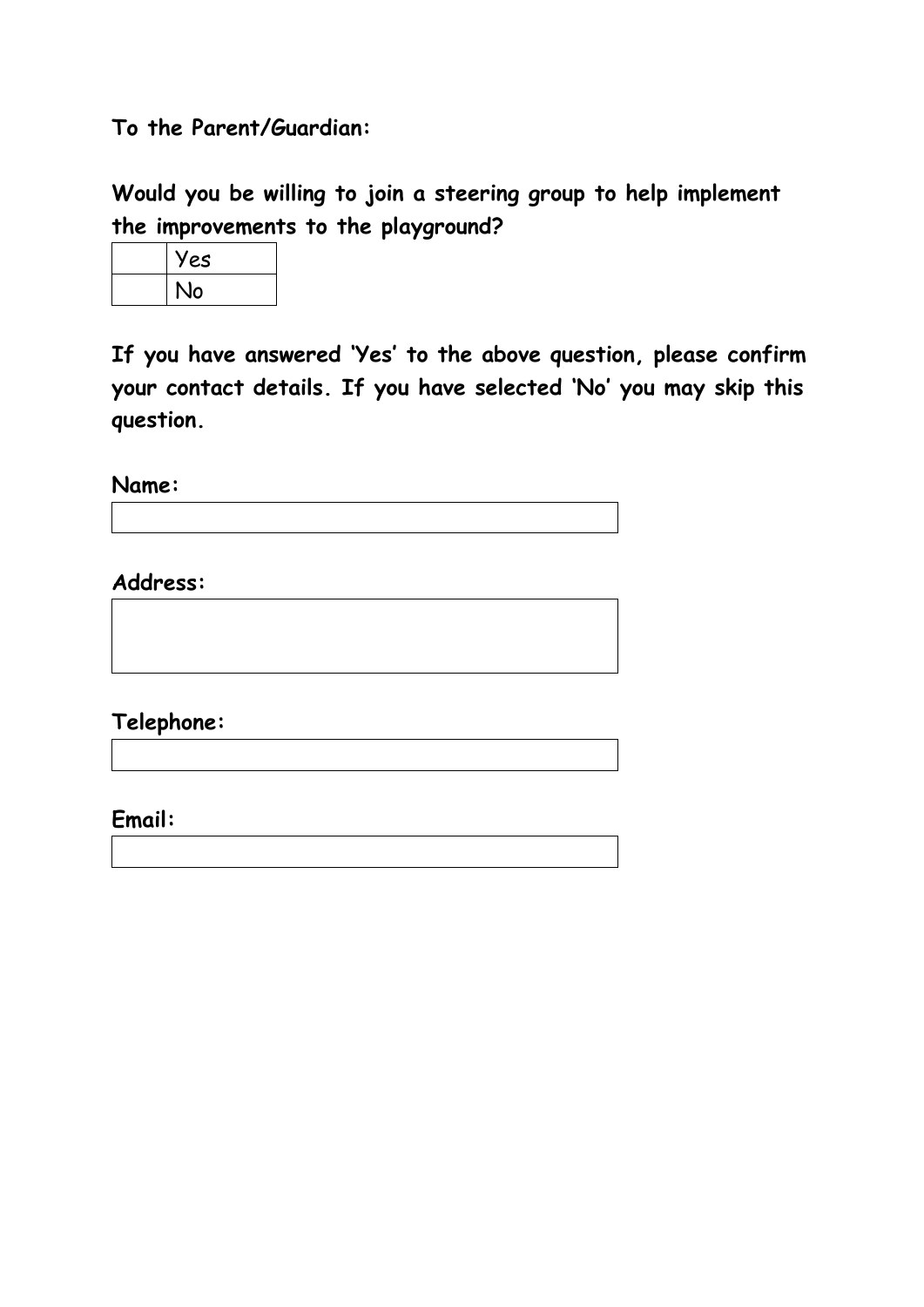**To the Parent/Guardian:**

**Would you be willing to join a steering group to help implement the improvements to the playground?**

| | |
|---|---|
| | Yes |
| | No |

**If you have answered 'Yes' to the above question, please confirm your contact details. If you have selected 'No' you may skip this question.**

**Name:**

**Address:**

**Telephone:**

**Email:**